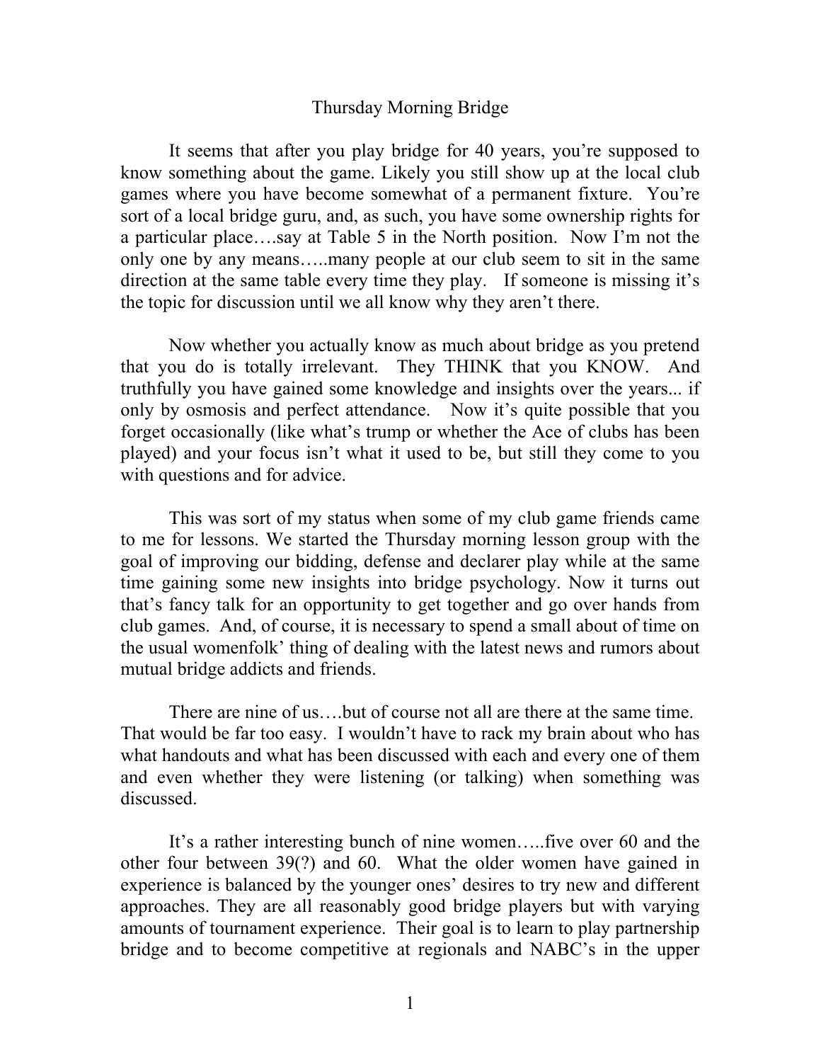# Thursday Morning Bridge

It seems that after you play bridge for 40 years, you're supposed to know something about the game. Likely you still show up at the local club games where you have become somewhat of a permanent fixture. You're sort of a local bridge guru, and, as such, you have some ownership rights for a particular place….say at Table 5 in the North position. Now I'm not the only one by any means…..many people at our club seem to sit in the same direction at the same table every time they play. If someone is missing it's the topic for discussion until we all know why they aren't there.

Now whether you actually know as much about bridge as you pretend that you do is totally irrelevant. They THINK that you KNOW. And truthfully you have gained some knowledge and insights over the years... if only by osmosis and perfect attendance. Now it's quite possible that you forget occasionally (like what's trump or whether the Ace of clubs has been played) and your focus isn't what it used to be, but still they come to you with questions and for advice.

This was sort of my status when some of my club game friends came to me for lessons. We started the Thursday morning lesson group with the goal of improving our bidding, defense and declarer play while at the same time gaining some new insights into bridge psychology. Now it turns out that's fancy talk for an opportunity to get together and go over hands from club games. And, of course, it is necessary to spend a small about of time on the usual womenfolk' thing of dealing with the latest news and rumors about mutual bridge addicts and friends.

There are nine of us….but of course not all are there at the same time. That would be far too easy. I wouldn't have to rack my brain about who has what handouts and what has been discussed with each and every one of them and even whether they were listening (or talking) when something was discussed.

It's a rather interesting bunch of nine women…..five over 60 and the other four between 39(?) and 60. What the older women have gained in experience is balanced by the younger ones' desires to try new and different approaches. They are all reasonably good bridge players but with varying amounts of tournament experience. Their goal is to learn to play partnership bridge and to become competitive at regionals and NABC's in the upper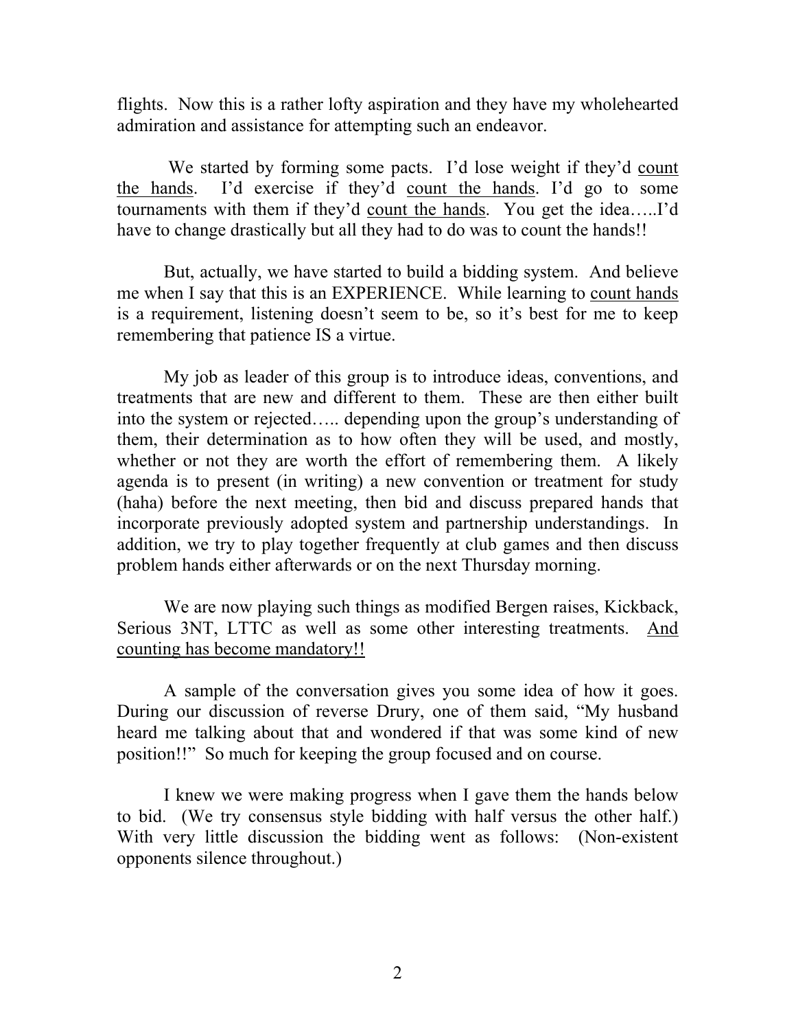flights. Now this is a rather lofty aspiration and they have my wholehearted admiration and assistance for attempting such an endeavor.

We started by forming some pacts. I'd lose weight if they'd <u>count the hands</u>. I'd exercise if they'd <u>count the hands</u>. I'd go to some tournaments with them if they'd <u>count the hands</u>. You get the idea…..I'd have to change drastically but all they had to do was to count the hands!!

But, actually, we have started to build a bidding system. And believe me when I say that this is an EXPERIENCE. While learning to <u>count hands</u> is a requirement, listening doesn't seem to be, so it's best for me to keep remembering that patience IS a virtue.

My job as leader of this group is to introduce ideas, conventions, and treatments that are new and different to them. These are then either built into the system or rejected….. depending upon the group's understanding of them, their determination as to how often they will be used, and mostly, whether or not they are worth the effort of remembering them. A likely agenda is to present (in writing) a new convention or treatment for study (haha) before the next meeting, then bid and discuss prepared hands that incorporate previously adopted system and partnership understandings. In addition, we try to play together frequently at club games and then discuss problem hands either afterwards or on the next Thursday morning.

We are now playing such things as modified Bergen raises, Kickback, Serious 3NT, LTTC as well as some other interesting treatments. <u>And counting has become mandatory!!</u>

A sample of the conversation gives you some idea of how it goes. During our discussion of reverse Drury, one of them said, "My husband heard me talking about that and wondered if that was some kind of new position!!" So much for keeping the group focused and on course.

I knew we were making progress when I gave them the hands below to bid. (We try consensus style bidding with half versus the other half.) With very little discussion the bidding went as follows: (Non-existent opponents silence throughout.)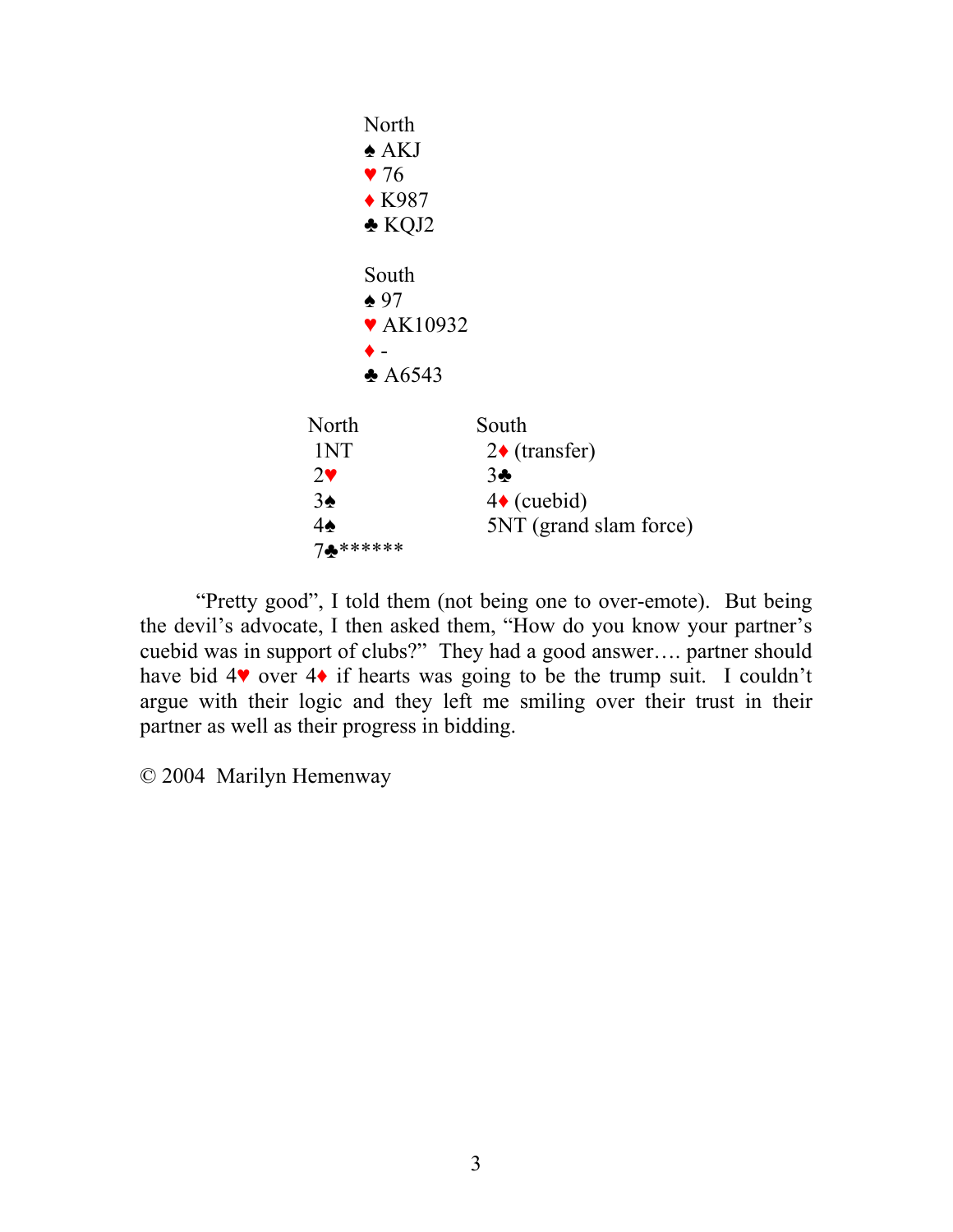North
♠ AKJ
♥ 76
♦ K987
♣ KQJ2

South
♠ 97
♥ AK10932
♦ -
♣ A6543

| North | South |
| --- | --- |
| 1NT | 2♦ (transfer) |
| 2♥ | 3♣ |
| 3♠ | 4♦ (cuebid) |
| 4♠ | 5NT (grand slam force) |
| 7♣****** | |

"Pretty good", I told them (not being one to over-emote). But being the devil's advocate, I then asked them, "How do you know your partner's cuebid was in support of clubs?" They had a good answer…. partner should have bid 4♥ over 4♦ if hearts was going to be the trump suit. I couldn't argue with their logic and they left me smiling over their trust in their partner as well as their progress in bidding.

© 2004 Marilyn Hemenway